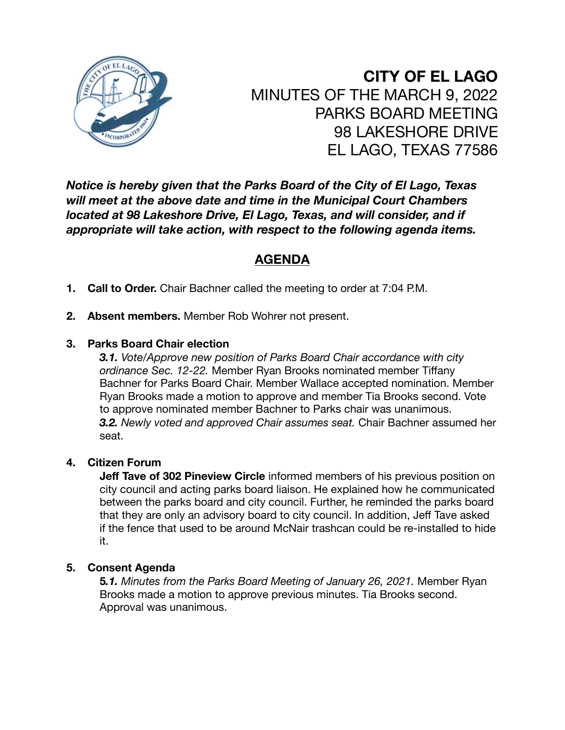# CITY OF EL LAGO

MINUTES OF THE MARCH 9, 2022
PARKS BOARD MEETING
98 LAKESHORE DRIVE
EL LAGO, TEXAS 77586

***Notice is hereby given that the Parks Board of the City of El Lago, Texas will meet at the above date and time in the Municipal Court Chambers located at 98 Lakeshore Drive, El Lago, Texas, and will consider, and if appropriate will take action, with respect to the following agenda items.***

## AGENDA

1. **Call to Order.** Chair Bachner called the meeting to order at 7:04 P.M.

2. **Absent members.** Member Rob Wohrer not present.

3. **Parks Board Chair election**

   ***3.1.*** *Vote/Approve new position of Parks Board Chair accordance with city ordinance Sec. 12-22.* Member Ryan Brooks nominated member Tiffany Bachner for Parks Board Chair. Member Wallace accepted nomination. Member Ryan Brooks made a motion to approve and member Tia Brooks second. Vote to approve nominated member Bachner to Parks chair was unanimous.

   ***3.2.*** *Newly voted and approved Chair assumes seat.* Chair Bachner assumed her seat.

4. **Citizen Forum**

   **Jeff Tave of 302 Pineview Circle** informed members of his previous position on city council and acting parks board liaison. He explained how he communicated between the parks board and city council. Further, he reminded the parks board that they are only an advisory board to city council. In addition, Jeff Tave asked if the fence that used to be around McNair trashcan could be re-installed to hide it.

5. **Consent Agenda**

   ***5.1.*** *Minutes from the Parks Board Meeting of January 26, 2021.* Member Ryan Brooks made a motion to approve previous minutes. Tia Brooks second. Approval was unanimous.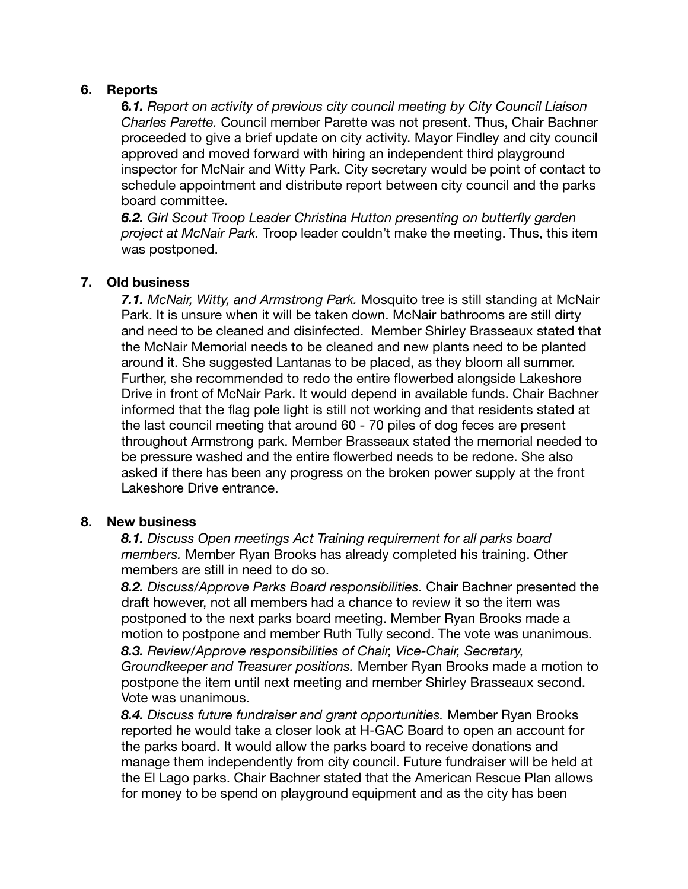## 6. Reports

***6.1.*** *Report on activity of previous city council meeting by City Council Liaison Charles Parette.* Council member Parette was not present. Thus, Chair Bachner proceeded to give a brief update on city activity. Mayor Findley and city council approved and moved forward with hiring an independent third playground inspector for McNair and Witty Park. City secretary would be point of contact to schedule appointment and distribute report between city council and the parks board committee.

***6.2.*** *Girl Scout Troop Leader Christina Hutton presenting on butterfly garden project at McNair Park.* Troop leader couldn't make the meeting. Thus, this item was postponed.

## 7. Old business

***7.1.*** *McNair, Witty, and Armstrong Park.* Mosquito tree is still standing at McNair Park. It is unsure when it will be taken down. McNair bathrooms are still dirty and need to be cleaned and disinfected. Member Shirley Brasseaux stated that the McNair Memorial needs to be cleaned and new plants need to be planted around it. She suggested Lantanas to be placed, as they bloom all summer. Further, she recommended to redo the entire flowerbed alongside Lakeshore Drive in front of McNair Park. It would depend in available funds. Chair Bachner informed that the flag pole light is still not working and that residents stated at the last council meeting that around 60 - 70 piles of dog feces are present throughout Armstrong park. Member Brasseaux stated the memorial needed to be pressure washed and the entire flowerbed needs to be redone. She also asked if there has been any progress on the broken power supply at the front Lakeshore Drive entrance.

## 8. New business

***8.1.*** *Discuss Open meetings Act Training requirement for all parks board members.* Member Ryan Brooks has already completed his training. Other members are still in need to do so.

***8.2.*** *Discuss/Approve Parks Board responsibilities.* Chair Bachner presented the draft however, not all members had a chance to review it so the item was postponed to the next parks board meeting. Member Ryan Brooks made a motion to postpone and member Ruth Tully second. The vote was unanimous.

***8.3.*** *Review/Approve responsibilities of Chair, Vice-Chair, Secretary, Groundkeeper and Treasurer positions.* Member Ryan Brooks made a motion to postpone the item until next meeting and member Shirley Brasseaux second. Vote was unanimous.

***8.4.*** *Discuss future fundraiser and grant opportunities.* Member Ryan Brooks reported he would take a closer look at H-GAC Board to open an account for the parks board. It would allow the parks board to receive donations and manage them independently from city council. Future fundraiser will be held at the El Lago parks. Chair Bachner stated that the American Rescue Plan allows for money to be spend on playground equipment and as the city has been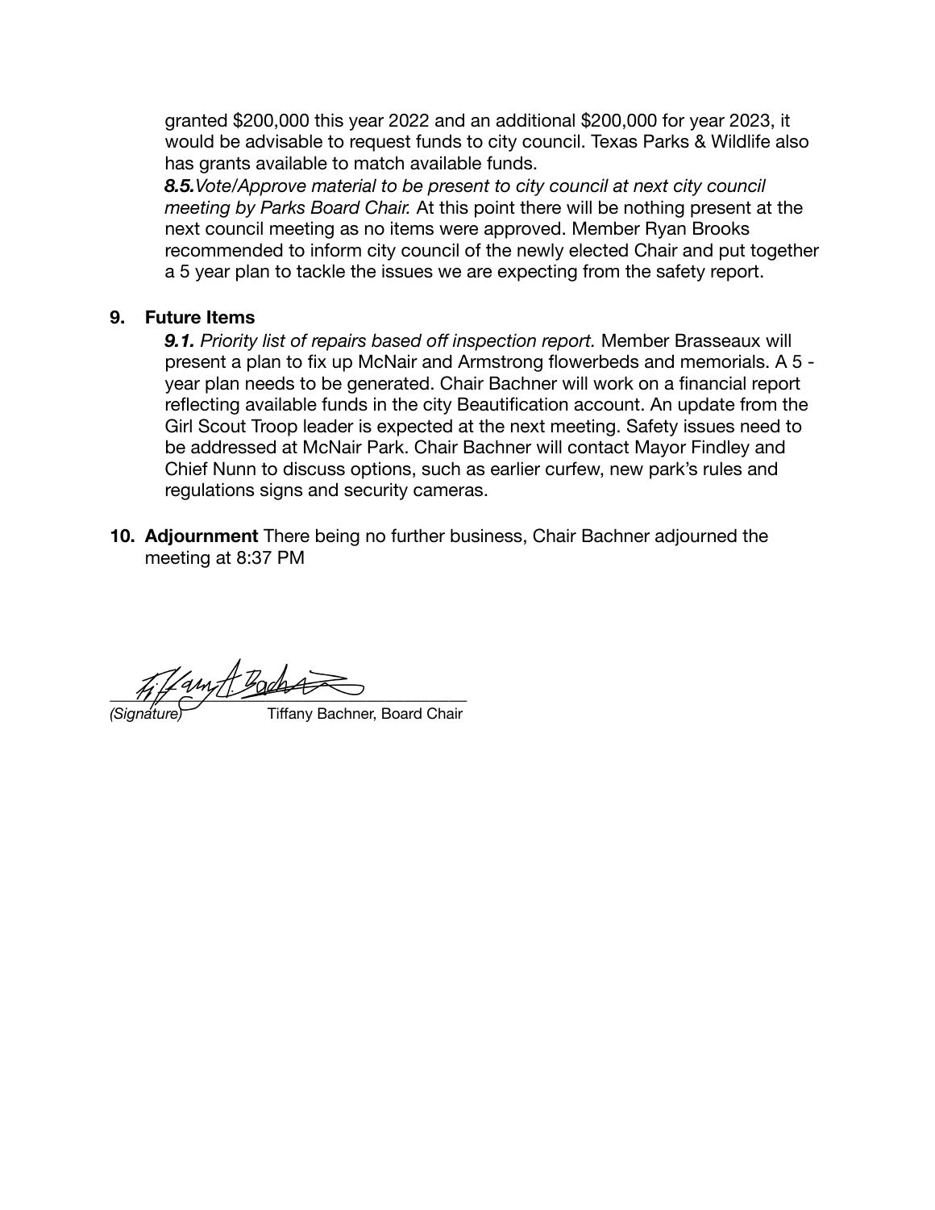granted $200,000 this year 2022 and an additional $200,000 for year 2023, it would be advisable to request funds to city council. Texas Parks & Wildlife also has grants available to match available funds.

***8.5.****Vote/Approve material to be present to city council at next city council meeting by Parks Board Chair.* At this point there will be nothing present at the next council meeting as no items were approved. Member Ryan Brooks recommended to inform city council of the newly elected Chair and put together a 5 year plan to tackle the issues we are expecting from the safety report.

**9. Future Items**

***9.1.*** *Priority list of repairs based off inspection report.* Member Brasseaux will present a plan to fix up McNair and Armstrong flowerbeds and memorials. A 5 - year plan needs to be generated. Chair Bachner will work on a financial report reflecting available funds in the city Beautification account. An update from the Girl Scout Troop leader is expected at the next meeting. Safety issues need to be addressed at McNair Park. Chair Bachner will contact Mayor Findley and Chief Nunn to discuss options, such as earlier curfew, new park's rules and regulations signs and security cameras.

**10. Adjournment** There being no further business, Chair Bachner adjourned the meeting at 8:37 PM

_______________________________________

*(Signature)* Tiffany Bachner, Board Chair